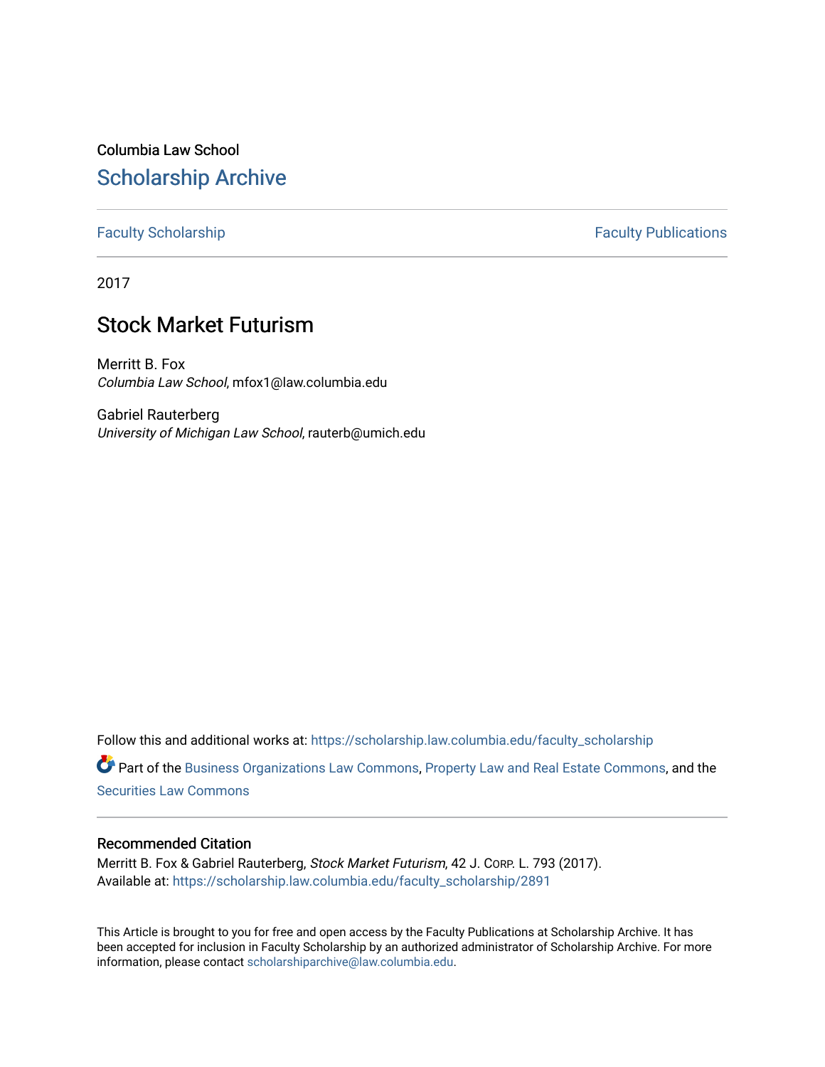Columbia Law School

## Scholarship Archive

Faculty Scholarship | Faculty Publications

2017

# Stock Market Futurism

Merritt B. Fox
*Columbia Law School*, mfox1@law.columbia.edu

Gabriel Rauterberg
*University of Michigan Law School*, rauterb@umich.edu

Follow this and additional works at: https://scholarship.law.columbia.edu/faculty_scholarship

Part of the Business Organizations Law Commons, Property Law and Real Estate Commons, and the Securities Law Commons

### Recommended Citation

Merritt B. Fox & Gabriel Rauterberg, *Stock Market Futurism*, 42 J. Corp. L. 793 (2017).
Available at: https://scholarship.law.columbia.edu/faculty_scholarship/2891

This Article is brought to you for free and open access by the Faculty Publications at Scholarship Archive. It has been accepted for inclusion in Faculty Scholarship by an authorized administrator of Scholarship Archive. For more information, please contact scholarshiparchive@law.columbia.edu.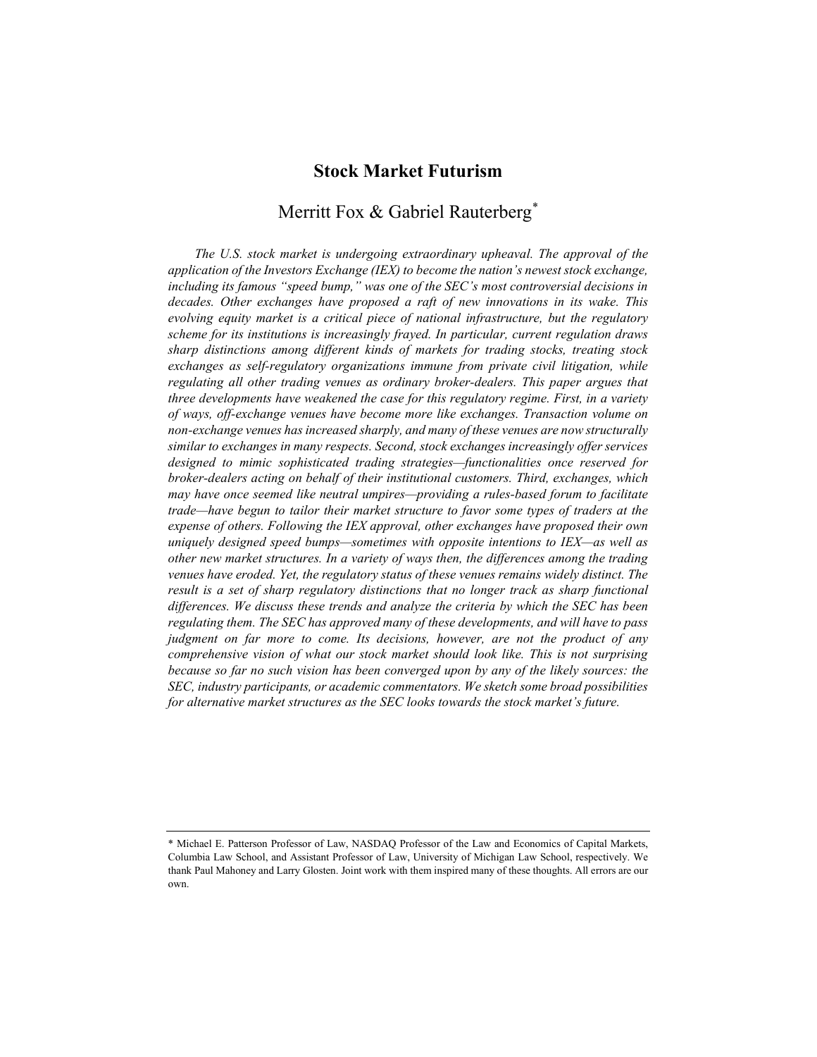# Stock Market Futurism

Merritt Fox & Gabriel Rauterberg[*]

*The U.S. stock market is undergoing extraordinary upheaval. The approval of the application of the Investors Exchange (IEX) to become the nation's newest stock exchange, including its famous "speed bump," was one of the SEC's most controversial decisions in decades. Other exchanges have proposed a raft of new innovations in its wake. This evolving equity market is a critical piece of national infrastructure, but the regulatory scheme for its institutions is increasingly frayed. In particular, current regulation draws sharp distinctions among different kinds of markets for trading stocks, treating stock exchanges as self-regulatory organizations immune from private civil litigation, while regulating all other trading venues as ordinary broker-dealers. This paper argues that three developments have weakened the case for this regulatory regime. First, in a variety of ways, off-exchange venues have become more like exchanges. Transaction volume on non-exchange venues has increased sharply, and many of these venues are now structurally similar to exchanges in many respects. Second, stock exchanges increasingly offer services designed to mimic sophisticated trading strategies—functionalities once reserved for broker-dealers acting on behalf of their institutional customers. Third, exchanges, which may have once seemed like neutral umpires—providing a rules-based forum to facilitate trade—have begun to tailor their market structure to favor some types of traders at the expense of others. Following the IEX approval, other exchanges have proposed their own uniquely designed speed bumps—sometimes with opposite intentions to IEX—as well as other new market structures. In a variety of ways then, the differences among the trading venues have eroded. Yet, the regulatory status of these venues remains widely distinct. The result is a set of sharp regulatory distinctions that no longer track as sharp functional differences. We discuss these trends and analyze the criteria by which the SEC has been regulating them. The SEC has approved many of these developments, and will have to pass judgment on far more to come. Its decisions, however, are not the product of any comprehensive vision of what our stock market should look like. This is not surprising because so far no such vision has been converged upon by any of the likely sources: the SEC, industry participants, or academic commentators. We sketch some broad possibilities for alternative market structures as the SEC looks towards the stock market's future.*

---

[*] Michael E. Patterson Professor of Law, NASDAQ Professor of the Law and Economics of Capital Markets, Columbia Law School, and Assistant Professor of Law, University of Michigan Law School, respectively. We thank Paul Mahoney and Larry Glosten. Joint work with them inspired many of these thoughts. All errors are our own.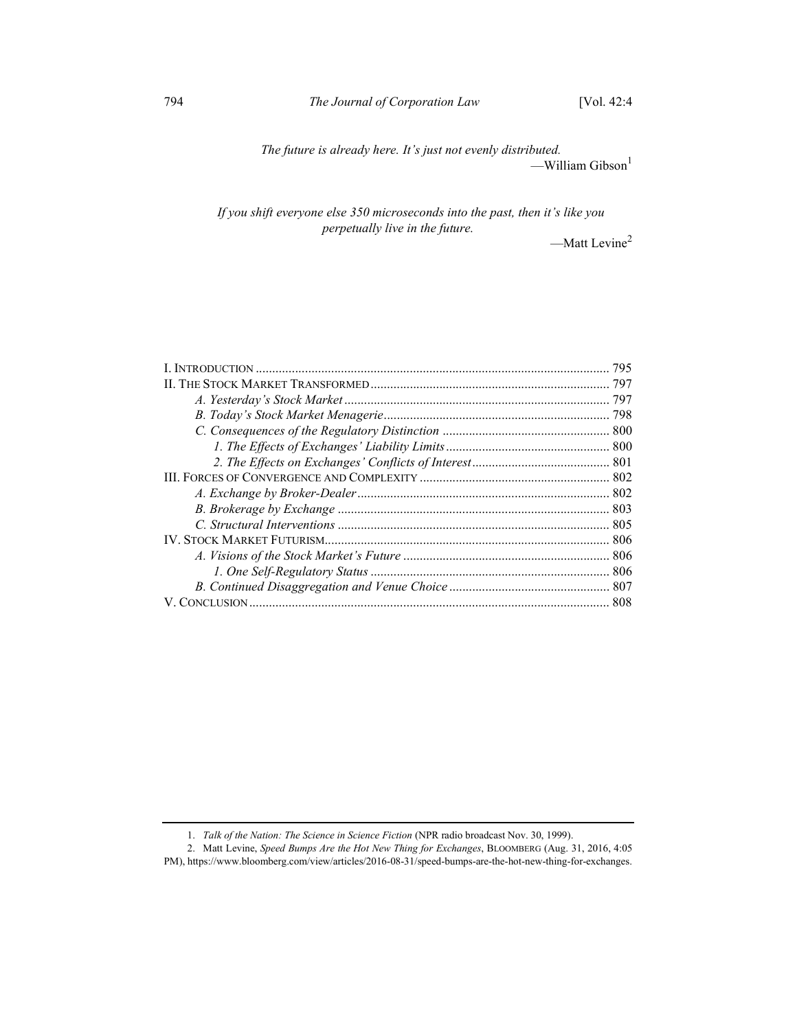*The future is already here. It's just not evenly distributed.*
—William Gibson[1]

*If you shift everyone else 350 microseconds into the past, then it's like you perpetually live in the future.*
—Matt Levine[2]

- I. INTRODUCTION ........................................................................................................ 795
- II. THE STOCK MARKET TRANSFORMED ........................................................................ 797
  - *A. Yesterday's Stock Market* ................................................................................ 797
  - *B. Today's Stock Market Menagerie* ..................................................................... 798
  - *C. Consequences of the Regulatory Distinction* .................................................. 800
    - *1. The Effects of Exchanges' Liability Limits* .................................................. 800
    - *2. The Effects on Exchanges' Conflicts of Interest* .......................................... 801
- III. FORCES OF CONVERGENCE AND COMPLEXITY ......................................................... 802
  - *A. Exchange by Broker-Dealer* ............................................................................ 802
  - *B. Brokerage by Exchange* .................................................................................. 803
  - *C. Structural Interventions* .................................................................................. 805
- IV. STOCK MARKET FUTURISM...................................................................................... 806
  - *A. Visions of the Stock Market's Future* ............................................................... 806
    - *1. One Self-Regulatory Status* ......................................................................... 806
  - *B. Continued Disaggregation and Venue Choice* ................................................. 807
- V. CONCLUSION ............................................................................................................. 808

---

1. *Talk of the Nation: The Science in Science Fiction* (NPR radio broadcast Nov. 30, 1999).

2. Matt Levine, *Speed Bumps Are the Hot New Thing for Exchanges*, BLOOMBERG (Aug. 31, 2016, 4:05 PM), https://www.bloomberg.com/view/articles/2016-08-31/speed-bumps-are-the-hot-new-thing-for-exchanges.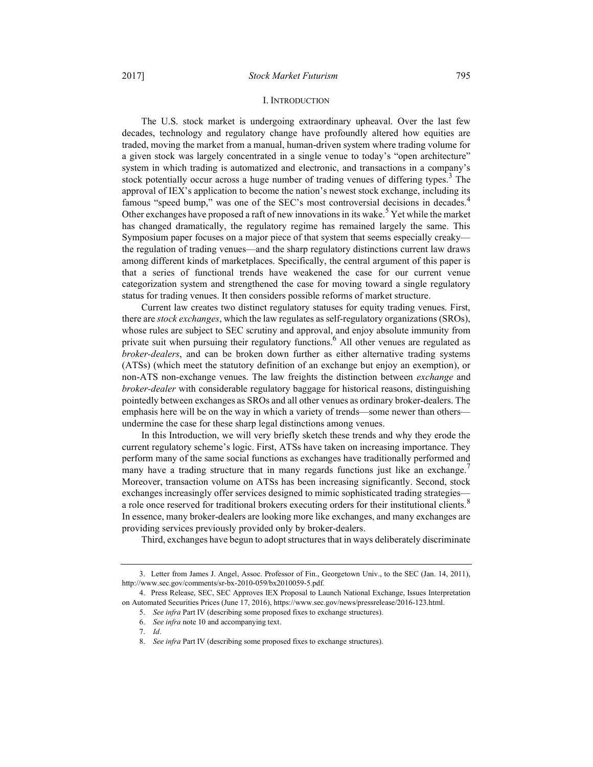## I. INTRODUCTION

The U.S. stock market is undergoing extraordinary upheaval. Over the last few decades, technology and regulatory change have profoundly altered how equities are traded, moving the market from a manual, human-driven system where trading volume for a given stock was largely concentrated in a single venue to today's "open architecture" system in which trading is automatized and electronic, and transactions in a company's stock potentially occur across a huge number of trading venues of differing types.[3] The approval of IEX's application to become the nation's newest stock exchange, including its famous "speed bump," was one of the SEC's most controversial decisions in decades.[4] Other exchanges have proposed a raft of new innovations in its wake.[5] Yet while the market has changed dramatically, the regulatory regime has remained largely the same. This Symposium paper focuses on a major piece of that system that seems especially creaky—the regulation of trading venues—and the sharp regulatory distinctions current law draws among different kinds of marketplaces. Specifically, the central argument of this paper is that a series of functional trends have weakened the case for our current venue categorization system and strengthened the case for moving toward a single regulatory status for trading venues. It then considers possible reforms of market structure.

Current law creates two distinct regulatory statuses for equity trading venues. First, there are *stock exchanges*, which the law regulates as self-regulatory organizations (SROs), whose rules are subject to SEC scrutiny and approval, and enjoy absolute immunity from private suit when pursuing their regulatory functions.[6] All other venues are regulated as *broker-dealers*, and can be broken down further as either alternative trading systems (ATSs) (which meet the statutory definition of an exchange but enjoy an exemption), or non-ATS non-exchange venues. The law freights the distinction between *exchange* and *broker-dealer* with considerable regulatory baggage for historical reasons, distinguishing pointedly between exchanges as SROs and all other venues as ordinary broker-dealers. The emphasis here will be on the way in which a variety of trends—some newer than others—undermine the case for these sharp legal distinctions among venues.

In this Introduction, we will very briefly sketch these trends and why they erode the current regulatory scheme's logic. First, ATSs have taken on increasing importance. They perform many of the same social functions as exchanges have traditionally performed and many have a trading structure that in many regards functions just like an exchange.[7] Moreover, transaction volume on ATSs has been increasing significantly. Second, stock exchanges increasingly offer services designed to mimic sophisticated trading strategies—a role once reserved for traditional brokers executing orders for their institutional clients.[8] In essence, many broker-dealers are looking more like exchanges, and many exchanges are providing services previously provided only by broker-dealers.

Third, exchanges have begun to adopt structures that in ways deliberately discriminate

---

3. Letter from James J. Angel, Assoc. Professor of Fin., Georgetown Univ., to the SEC (Jan. 14, 2011), http://www.sec.gov/comments/sr-bx-2010-059/bx2010059-5.pdf.

4. Press Release, SEC, SEC Approves IEX Proposal to Launch National Exchange, Issues Interpretation on Automated Securities Prices (June 17, 2016), https://www.sec.gov/news/pressrelease/2016-123.html.

5. *See infra* Part IV (describing some proposed fixes to exchange structures).

6. *See infra* note 10 and accompanying text.

7. *Id*.

8. *See infra* Part IV (describing some proposed fixes to exchange structures).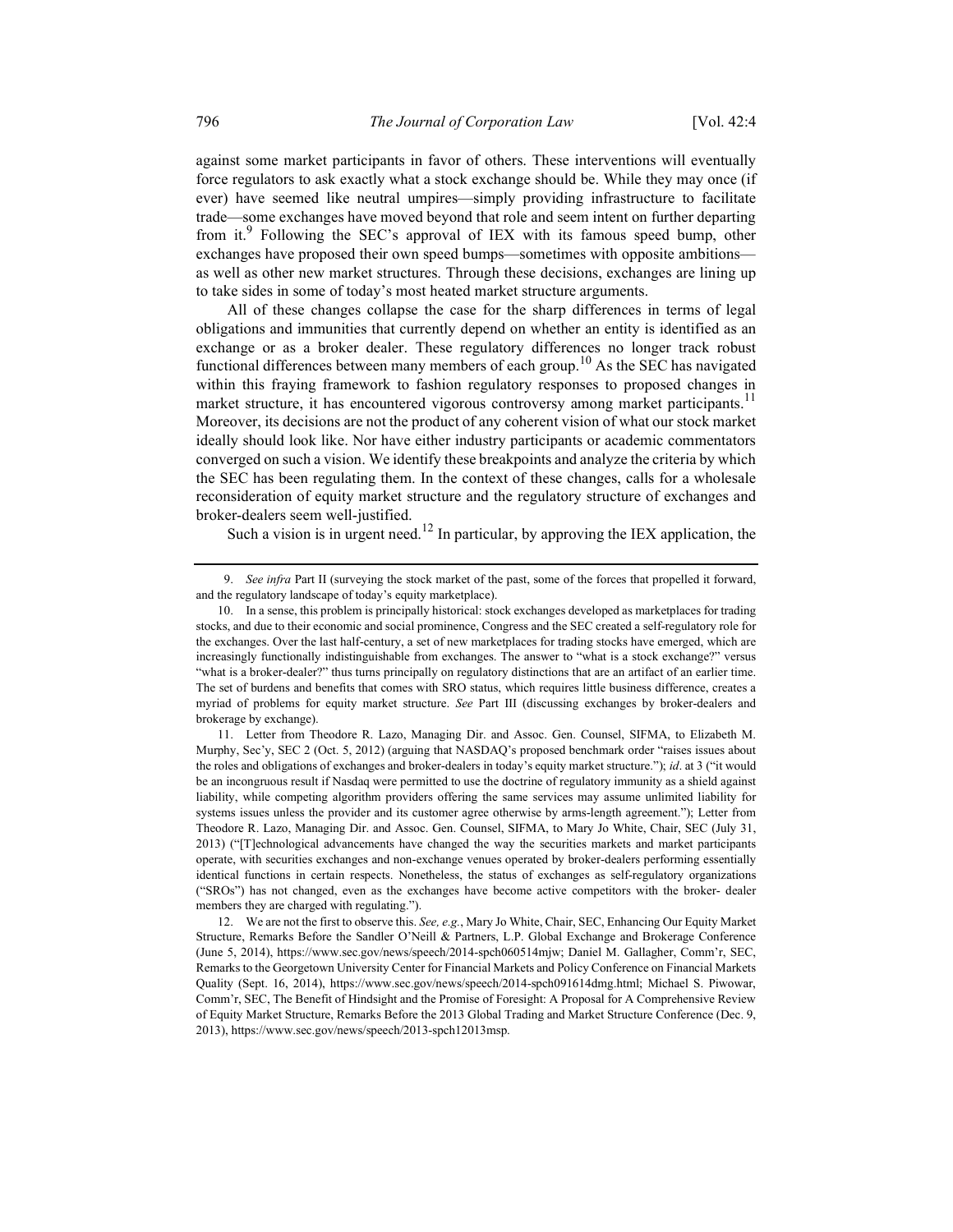against some market participants in favor of others. These interventions will eventually force regulators to ask exactly what a stock exchange should be. While they may once (if ever) have seemed like neutral umpires—simply providing infrastructure to facilitate trade—some exchanges have moved beyond that role and seem intent on further departing from it.[9] Following the SEC's approval of IEX with its famous speed bump, other exchanges have proposed their own speed bumps—sometimes with opposite ambitions—as well as other new market structures. Through these decisions, exchanges are lining up to take sides in some of today's most heated market structure arguments.

All of these changes collapse the case for the sharp differences in terms of legal obligations and immunities that currently depend on whether an entity is identified as an exchange or as a broker dealer. These regulatory differences no longer track robust functional differences between many members of each group.[10] As the SEC has navigated within this fraying framework to fashion regulatory responses to proposed changes in market structure, it has encountered vigorous controversy among market participants.[11] Moreover, its decisions are not the product of any coherent vision of what our stock market ideally should look like. Nor have either industry participants or academic commentators converged on such a vision. We identify these breakpoints and analyze the criteria by which the SEC has been regulating them. In the context of these changes, calls for a wholesale reconsideration of equity market structure and the regulatory structure of exchanges and broker-dealers seem well-justified.

Such a vision is in urgent need.[12] In particular, by approving the IEX application, the

---

9. *See infra* Part II (surveying the stock market of the past, some of the forces that propelled it forward, and the regulatory landscape of today's equity marketplace).

10. In a sense, this problem is principally historical: stock exchanges developed as marketplaces for trading stocks, and due to their economic and social prominence, Congress and the SEC created a self-regulatory role for the exchanges. Over the last half-century, a set of new marketplaces for trading stocks have emerged, which are increasingly functionally indistinguishable from exchanges. The answer to "what is a stock exchange?" versus "what is a broker-dealer?" thus turns principally on regulatory distinctions that are an artifact of an earlier time. The set of burdens and benefits that comes with SRO status, which requires little business difference, creates a myriad of problems for equity market structure. *See* Part III (discussing exchanges by broker-dealers and brokerage by exchange).

11. Letter from Theodore R. Lazo, Managing Dir. and Assoc. Gen. Counsel, SIFMA, to Elizabeth M. Murphy, Sec'y, SEC 2 (Oct. 5, 2012) (arguing that NASDAQ's proposed benchmark order "raises issues about the roles and obligations of exchanges and broker-dealers in today's equity market structure."); *id*. at 3 ("it would be an incongruous result if Nasdaq were permitted to use the doctrine of regulatory immunity as a shield against liability, while competing algorithm providers offering the same services may assume unlimited liability for systems issues unless the provider and its customer agree otherwise by arms-length agreement."); Letter from Theodore R. Lazo, Managing Dir. and Assoc. Gen. Counsel, SIFMA, to Mary Jo White, Chair, SEC (July 31, 2013) ("[T]echnological advancements have changed the way the securities markets and market participants operate, with securities exchanges and non-exchange venues operated by broker-dealers performing essentially identical functions in certain respects. Nonetheless, the status of exchanges as self-regulatory organizations ("SROs") has not changed, even as the exchanges have become active competitors with the broker- dealer members they are charged with regulating.").

12. We are not the first to observe this. *See, e.g.*, Mary Jo White, Chair, SEC, Enhancing Our Equity Market Structure, Remarks Before the Sandler O'Neill & Partners, L.P. Global Exchange and Brokerage Conference (June 5, 2014), https://www.sec.gov/news/speech/2014-spch060514mjw; Daniel M. Gallagher, Comm'r, SEC, Remarks to the Georgetown University Center for Financial Markets and Policy Conference on Financial Markets Quality (Sept. 16, 2014), https://www.sec.gov/news/speech/2014-spch091614dmg.html; Michael S. Piwowar, Comm'r, SEC, The Benefit of Hindsight and the Promise of Foresight: A Proposal for A Comprehensive Review of Equity Market Structure, Remarks Before the 2013 Global Trading and Market Structure Conference (Dec. 9, 2013), https://www.sec.gov/news/speech/2013-spch12013msp.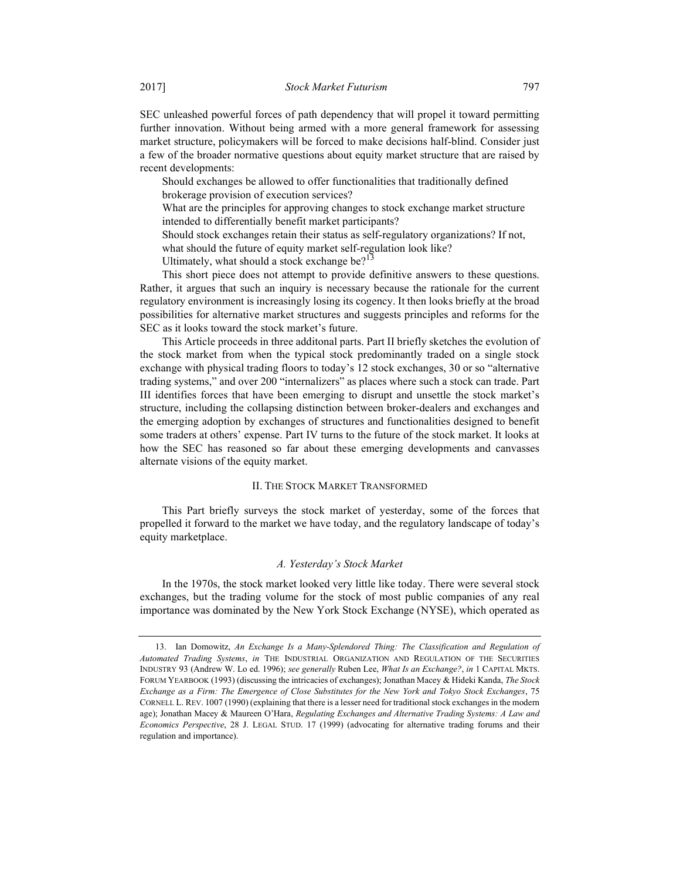SEC unleashed powerful forces of path dependency that will propel it toward permitting further innovation. Without being armed with a more general framework for assessing market structure, policymakers will be forced to make decisions half-blind. Consider just a few of the broader normative questions about equity market structure that are raised by recent developments:

> Should exchanges be allowed to offer functionalities that traditionally defined brokerage provision of execution services?
>
> What are the principles for approving changes to stock exchange market structure intended to differentially benefit market participants?
>
> Should stock exchanges retain their status as self-regulatory organizations? If not, what should the future of equity market self-regulation look like?
>
> Ultimately, what should a stock exchange be?[13]

This short piece does not attempt to provide definitive answers to these questions. Rather, it argues that such an inquiry is necessary because the rationale for the current regulatory environment is increasingly losing its cogency. It then looks briefly at the broad possibilities for alternative market structures and suggests principles and reforms for the SEC as it looks toward the stock market's future.

This Article proceeds in three additonal parts. Part II briefly sketches the evolution of the stock market from when the typical stock predominantly traded on a single stock exchange with physical trading floors to today's 12 stock exchanges, 30 or so "alternative trading systems," and over 200 "internalizers" as places where such a stock can trade. Part III identifies forces that have been emerging to disrupt and unsettle the stock market's structure, including the collapsing distinction between broker-dealers and exchanges and the emerging adoption by exchanges of structures and functionalities designed to benefit some traders at others' expense. Part IV turns to the future of the stock market. It looks at how the SEC has reasoned so far about these emerging developments and canvasses alternate visions of the equity market.

## II. The Stock Market Transformed

This Part briefly surveys the stock market of yesterday, some of the forces that propelled it forward to the market we have today, and the regulatory landscape of today's equity marketplace.

### *A. Yesterday's Stock Market*

In the 1970s, the stock market looked very little like today. There were several stock exchanges, but the trading volume for the stock of most public companies of any real importance was dominated by the New York Stock Exchange (NYSE), which operated as

---

13. Ian Domowitz, *An Exchange Is a Many-Splendored Thing: The Classification and Regulation of Automated Trading Systems*, *in* The Industrial Organization and Regulation of the Securities Industry 93 (Andrew W. Lo ed. 1996); *see generally* Ruben Lee, *What Is an Exchange?*, *in* 1 Capital Mkts. Forum Yearbook (1993) (discussing the intricacies of exchanges); Jonathan Macey & Hideki Kanda, *The Stock Exchange as a Firm: The Emergence of Close Substitutes for the New York and Tokyo Stock Exchanges*, 75 Cornell L. Rev. 1007 (1990) (explaining that there is a lesser need for traditional stock exchanges in the modern age); Jonathan Macey & Maureen O'Hara, *Regulating Exchanges and Alternative Trading Systems: A Law and Economics Perspective*, 28 J. Legal Stud. 17 (1999) (advocating for alternative trading forums and their regulation and importance).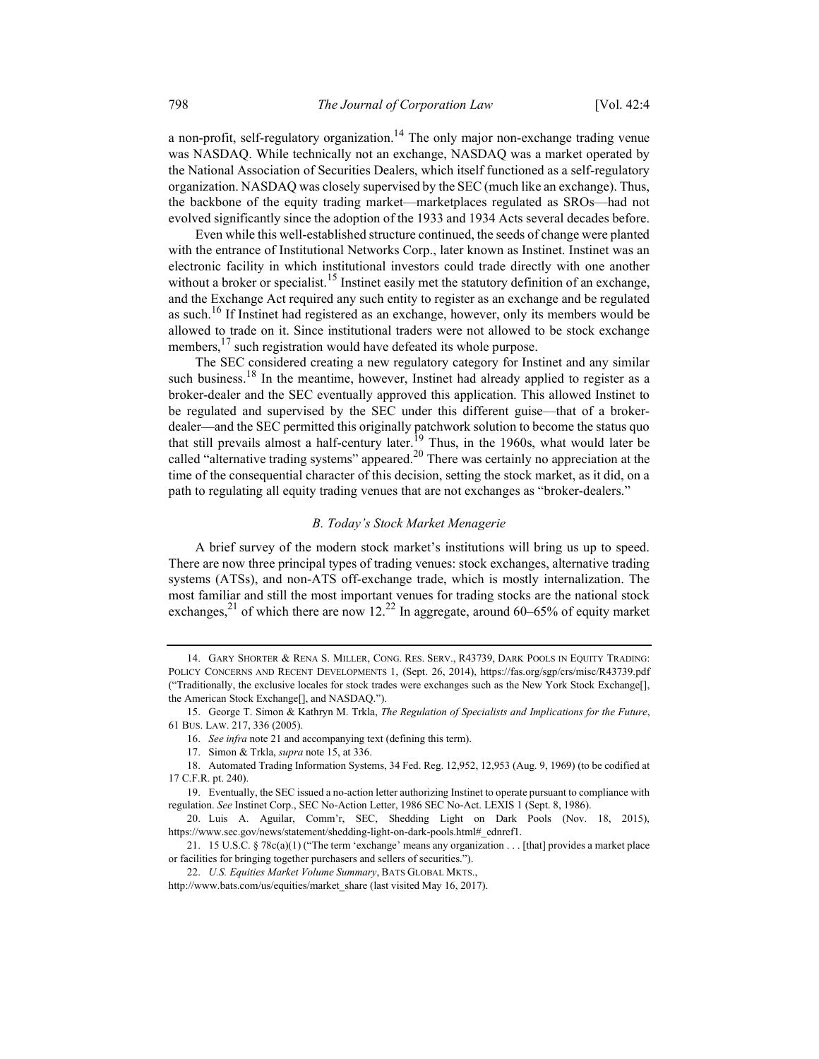a non-profit, self-regulatory organization.[14] The only major non-exchange trading venue was NASDAQ. While technically not an exchange, NASDAQ was a market operated by the National Association of Securities Dealers, which itself functioned as a self-regulatory organization. NASDAQ was closely supervised by the SEC (much like an exchange). Thus, the backbone of the equity trading market—marketplaces regulated as SROs—had not evolved significantly since the adoption of the 1933 and 1934 Acts several decades before.

Even while this well-established structure continued, the seeds of change were planted with the entrance of Institutional Networks Corp., later known as Instinet. Instinet was an electronic facility in which institutional investors could trade directly with one another without a broker or specialist.[15] Instinet easily met the statutory definition of an exchange, and the Exchange Act required any such entity to register as an exchange and be regulated as such.[16] If Instinet had registered as an exchange, however, only its members would be allowed to trade on it. Since institutional traders were not allowed to be stock exchange members,[17] such registration would have defeated its whole purpose.

The SEC considered creating a new regulatory category for Instinet and any similar such business.[18] In the meantime, however, Instinet had already applied to register as a broker-dealer and the SEC eventually approved this application. This allowed Instinet to be regulated and supervised by the SEC under this different guise—that of a broker-dealer—and the SEC permitted this originally patchwork solution to become the status quo that still prevails almost a half-century later.[19] Thus, in the 1960s, what would later be called "alternative trading systems" appeared.[20] There was certainly no appreciation at the time of the consequential character of this decision, setting the stock market, as it did, on a path to regulating all equity trading venues that are not exchanges as "broker-dealers."

### *B. Today's Stock Market Menagerie*

A brief survey of the modern stock market's institutions will bring us up to speed. There are now three principal types of trading venues: stock exchanges, alternative trading systems (ATSs), and non-ATS off-exchange trade, which is mostly internalization. The most familiar and still the most important venues for trading stocks are the national stock exchanges,[21] of which there are now 12.[22] In aggregate, around 60–65% of equity market

---

14. GARY SHORTER & RENA S. MILLER, CONG. RES. SERV., R43739, DARK POOLS IN EQUITY TRADING: POLICY CONCERNS AND RECENT DEVELOPMENTS 1, (Sept. 26, 2014), https://fas.org/sgp/crs/misc/R43739.pdf ("Traditionally, the exclusive locales for stock trades were exchanges such as the New York Stock Exchange[], the American Stock Exchange[], and NASDAQ.").

15. George T. Simon & Kathryn M. Trkla, *The Regulation of Specialists and Implications for the Future*, 61 BUS. LAW. 217, 336 (2005).

16. *See infra* note 21 and accompanying text (defining this term).

17. Simon & Trkla, *supra* note 15, at 336.

18. Automated Trading Information Systems, 34 Fed. Reg. 12,952, 12,953 (Aug. 9, 1969) (to be codified at 17 C.F.R. pt. 240).

19. Eventually, the SEC issued a no-action letter authorizing Instinet to operate pursuant to compliance with regulation. *See* Instinet Corp., SEC No-Action Letter, 1986 SEC No-Act. LEXIS 1 (Sept. 8, 1986).

20. Luis A. Aguilar, Comm'r, SEC, Shedding Light on Dark Pools (Nov. 18, 2015), https://www.sec.gov/news/statement/shedding-light-on-dark-pools.html#_ednref1.

21. 15 U.S.C. § 78c(a)(1) ("The term 'exchange' means any organization . . . [that] provides a market place or facilities for bringing together purchasers and sellers of securities.").

22. *U.S. Equities Market Volume Summary*, BATS GLOBAL MKTS., http://www.bats.com/us/equities/market_share (last visited May 16, 2017).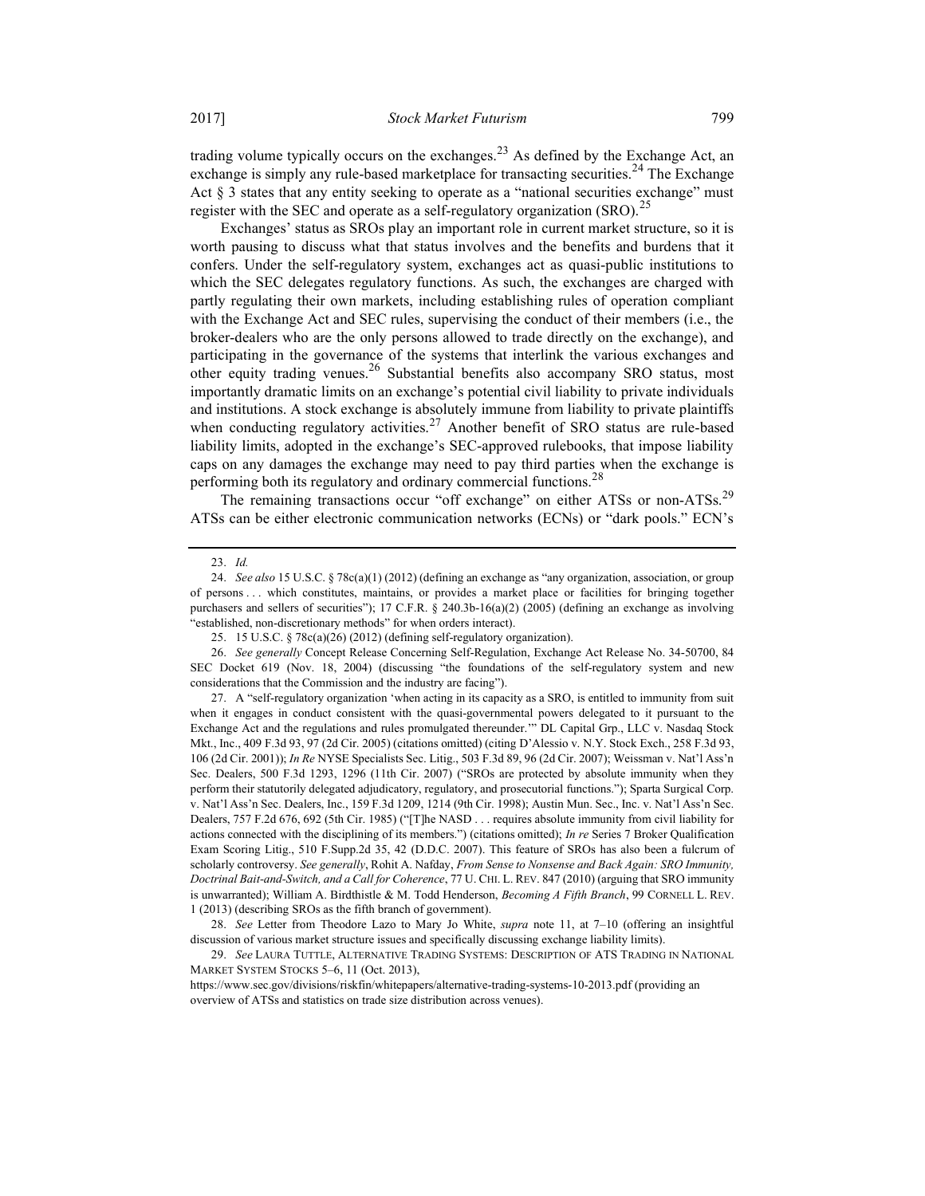trading volume typically occurs on the exchanges.[23] As defined by the Exchange Act, an exchange is simply any rule-based marketplace for transacting securities.[24] The Exchange Act § 3 states that any entity seeking to operate as a "national securities exchange" must register with the SEC and operate as a self-regulatory organization (SRO).[25]

Exchanges' status as SROs play an important role in current market structure, so it is worth pausing to discuss what that status involves and the benefits and burdens that it confers. Under the self-regulatory system, exchanges act as quasi-public institutions to which the SEC delegates regulatory functions. As such, the exchanges are charged with partly regulating their own markets, including establishing rules of operation compliant with the Exchange Act and SEC rules, supervising the conduct of their members (i.e., the broker-dealers who are the only persons allowed to trade directly on the exchange), and participating in the governance of the systems that interlink the various exchanges and other equity trading venues.[26] Substantial benefits also accompany SRO status, most importantly dramatic limits on an exchange's potential civil liability to private individuals and institutions. A stock exchange is absolutely immune from liability to private plaintiffs when conducting regulatory activities.[27] Another benefit of SRO status are rule-based liability limits, adopted in the exchange's SEC-approved rulebooks, that impose liability caps on any damages the exchange may need to pay third parties when the exchange is performing both its regulatory and ordinary commercial functions.[28]

The remaining transactions occur "off exchange" on either ATSs or non-ATSs.[29] ATSs can be either electronic communication networks (ECNs) or "dark pools." ECN's

---

23. *Id.*

24. *See also* 15 U.S.C. § 78c(a)(1) (2012) (defining an exchange as "any organization, association, or group of persons . . . which constitutes, maintains, or provides a market place or facilities for bringing together purchasers and sellers of securities"); 17 C.F.R. § 240.3b-16(a)(2) (2005) (defining an exchange as involving "established, non-discretionary methods" for when orders interact).

25. 15 U.S.C. § 78c(a)(26) (2012) (defining self-regulatory organization).

26. *See generally* Concept Release Concerning Self-Regulation, Exchange Act Release No. 34-50700, 84 SEC Docket 619 (Nov. 18, 2004) (discussing "the foundations of the self-regulatory system and new considerations that the Commission and the industry are facing").

27. A "self-regulatory organization 'when acting in its capacity as a SRO, is entitled to immunity from suit when it engages in conduct consistent with the quasi-governmental powers delegated to it pursuant to the Exchange Act and the regulations and rules promulgated thereunder.'" DL Capital Grp., LLC v. Nasdaq Stock Mkt., Inc., 409 F.3d 93, 97 (2d Cir. 2005) (citations omitted) (citing D'Alessio v. N.Y. Stock Exch., 258 F.3d 93, 106 (2d Cir. 2001)); *In Re* NYSE Specialists Sec. Litig., 503 F.3d 89, 96 (2d Cir. 2007); Weissman v. Nat'l Ass'n Sec. Dealers, 500 F.3d 1293, 1296 (11th Cir. 2007) ("SROs are protected by absolute immunity when they perform their statutorily delegated adjudicatory, regulatory, and prosecutorial functions."); Sparta Surgical Corp. v. Nat'l Ass'n Sec. Dealers, Inc., 159 F.3d 1209, 1214 (9th Cir. 1998); Austin Mun. Sec., Inc. v. Nat'l Ass'n Sec. Dealers, 757 F.2d 676, 692 (5th Cir. 1985) ("[T]he NASD . . . requires absolute immunity from civil liability for actions connected with the disciplining of its members.") (citations omitted); *In re* Series 7 Broker Qualification Exam Scoring Litig., 510 F.Supp.2d 35, 42 (D.D.C. 2007). This feature of SROs has also been a fulcrum of scholarly controversy. *See generally*, Rohit A. Nafday, *From Sense to Nonsense and Back Again: SRO Immunity, Doctrinal Bait-and-Switch, and a Call for Coherence*, 77 U. CHI. L. REV. 847 (2010) (arguing that SRO immunity is unwarranted); William A. Birdthistle & M. Todd Henderson, *Becoming A Fifth Branch*, 99 CORNELL L. REV. 1 (2013) (describing SROs as the fifth branch of government).

28. *See* Letter from Theodore Lazo to Mary Jo White, *supra* note 11, at 7–10 (offering an insightful discussion of various market structure issues and specifically discussing exchange liability limits).

29. *See* LAURA TUTTLE, ALTERNATIVE TRADING SYSTEMS: DESCRIPTION OF ATS TRADING IN NATIONAL MARKET SYSTEM STOCKS 5–6, 11 (Oct. 2013), https://www.sec.gov/divisions/riskfin/whitepapers/alternative-trading-systems-10-2013.pdf (providing an overview of ATSs and statistics on trade size distribution across venues).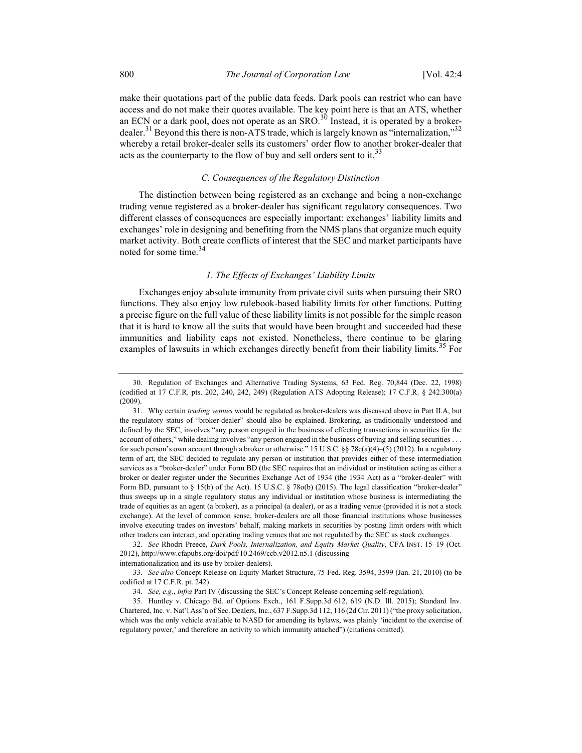make their quotations part of the public data feeds. Dark pools can restrict who can have access and do not make their quotes available. The key point here is that an ATS, whether an ECN or a dark pool, does not operate as an SRO.[30] Instead, it is operated by a broker-dealer.[31] Beyond this there is non-ATS trade, which is largely known as "internalization,"[32] whereby a retail broker-dealer sells its customers' order flow to another broker-dealer that acts as the counterparty to the flow of buy and sell orders sent to it.[33]

### *C. Consequences of the Regulatory Distinction*

The distinction between being registered as an exchange and being a non-exchange trading venue registered as a broker-dealer has significant regulatory consequences. Two different classes of consequences are especially important: exchanges' liability limits and exchanges' role in designing and benefiting from the NMS plans that organize much equity market activity. Both create conflicts of interest that the SEC and market participants have noted for some time.[34]

#### *1. The Effects of Exchanges' Liability Limits*

Exchanges enjoy absolute immunity from private civil suits when pursuing their SRO functions. They also enjoy low rulebook-based liability limits for other functions. Putting a precise figure on the full value of these liability limits is not possible for the simple reason that it is hard to know all the suits that would have been brought and succeeded had these immunities and liability caps not existed. Nonetheless, there continue to be glaring examples of lawsuits in which exchanges directly benefit from their liability limits.[35] For

---

30. Regulation of Exchanges and Alternative Trading Systems, 63 Fed. Reg. 70,844 (Dec. 22, 1998) (codified at 17 C.F.R. pts. 202, 240, 242, 249) (Regulation ATS Adopting Release); 17 C.F.R. § 242.300(a) (2009).

31. Why certain *trading venues* would be regulated as broker-dealers was discussed above in Part II.A, but the regulatory status of "broker-dealer" should also be explained. Brokering, as traditionally understood and defined by the SEC, involves "any person engaged in the business of effecting transactions in securities for the account of others," while dealing involves "any person engaged in the business of buying and selling securities . . . for such person's own account through a broker or otherwise." 15 U.S.C. §§ 78c(a)(4)–(5) (2012). In a regulatory term of art, the SEC decided to regulate any person or institution that provides either of these intermediation services as a "broker-dealer" under Form BD (the SEC requires that an individual or institution acting as either a broker or dealer register under the Securities Exchange Act of 1934 (the 1934 Act) as a "broker-dealer" with Form BD, pursuant to § 15(b) of the Act). 15 U.S.C. § 78o(b) (2015). The legal classification "broker-dealer" thus sweeps up in a single regulatory status any individual or institution whose business is intermediating the trade of equities as an agent (a broker), as a principal (a dealer), or as a trading venue (provided it is not a stock exchange). At the level of common sense, broker-dealers are all those financial institutions whose businesses involve executing trades on investors' behalf, making markets in securities by posting limit orders with which other traders can interact, and operating trading venues that are not regulated by the SEC as stock exchanges.

32. *See* Rhodri Preece, *Dark Pools, Internalization, and Equity Market Quality*, CFA INST. 15–19 (Oct. 2012), http://www.cfapubs.org/doi/pdf/10.2469/ccb.v2012.n5.1 (discussing internationalization and its use by broker-dealers).

33. *See also* Concept Release on Equity Market Structure, 75 Fed. Reg. 3594, 3599 (Jan. 21, 2010) (to be codified at 17 C.F.R. pt. 242).

34. *See, e.g.*, *infra* Part IV (discussing the SEC's Concept Release concerning self-regulation).

35. Huntley v. Chicago Bd. of Options Exch., 161 F.Supp.3d 612, 619 (N.D. Ill. 2015); Standard Inv. Chartered, Inc. v. Nat'l Ass'n of Sec. Dealers, Inc., 637 F.Supp.3d 112, 116 (2d Cir. 2011) ("the proxy solicitation, which was the only vehicle available to NASD for amending its bylaws, was plainly 'incident to the exercise of regulatory power,' and therefore an activity to which immunity attached") (citations omitted).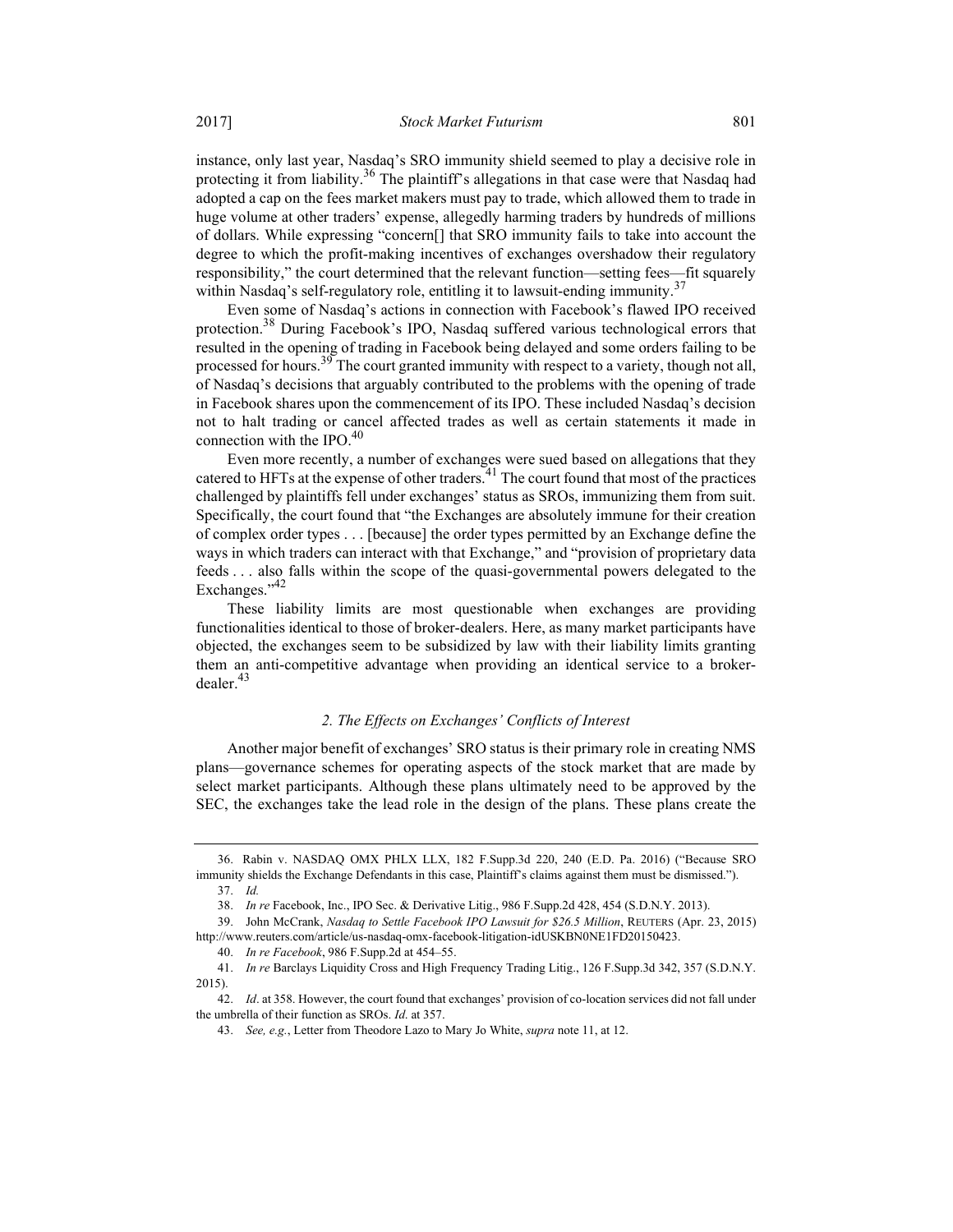instance, only last year, Nasdaq's SRO immunity shield seemed to play a decisive role in protecting it from liability.[36] The plaintiff's allegations in that case were that Nasdaq had adopted a cap on the fees market makers must pay to trade, which allowed them to trade in huge volume at other traders' expense, allegedly harming traders by hundreds of millions of dollars. While expressing "concern[] that SRO immunity fails to take into account the degree to which the profit-making incentives of exchanges overshadow their regulatory responsibility," the court determined that the relevant function—setting fees—fit squarely within Nasdaq's self-regulatory role, entitling it to lawsuit-ending immunity.[37]

Even some of Nasdaq's actions in connection with Facebook's flawed IPO received protection.[38] During Facebook's IPO, Nasdaq suffered various technological errors that resulted in the opening of trading in Facebook being delayed and some orders failing to be processed for hours.[39] The court granted immunity with respect to a variety, though not all, of Nasdaq's decisions that arguably contributed to the problems with the opening of trade in Facebook shares upon the commencement of its IPO. These included Nasdaq's decision not to halt trading or cancel affected trades as well as certain statements it made in connection with the IPO.[40]

Even more recently, a number of exchanges were sued based on allegations that they catered to HFTs at the expense of other traders.[41] The court found that most of the practices challenged by plaintiffs fell under exchanges' status as SROs, immunizing them from suit. Specifically, the court found that "the Exchanges are absolutely immune for their creation of complex order types . . . [because] the order types permitted by an Exchange define the ways in which traders can interact with that Exchange," and "provision of proprietary data feeds . . . also falls within the scope of the quasi-governmental powers delegated to the Exchanges."[42]

These liability limits are most questionable when exchanges are providing functionalities identical to those of broker-dealers. Here, as many market participants have objected, the exchanges seem to be subsidized by law with their liability limits granting them an anti-competitive advantage when providing an identical service to a broker-dealer.[43]

### *2. The Effects on Exchanges' Conflicts of Interest*

Another major benefit of exchanges' SRO status is their primary role in creating NMS plans—governance schemes for operating aspects of the stock market that are made by select market participants. Although these plans ultimately need to be approved by the SEC, the exchanges take the lead role in the design of the plans. These plans create the

---

36. Rabin v. NASDAQ OMX PHLX LLX, 182 F.Supp.3d 220, 240 (E.D. Pa. 2016) ("Because SRO immunity shields the Exchange Defendants in this case, Plaintiff's claims against them must be dismissed.").

37. *Id.*

38. *In re* Facebook, Inc., IPO Sec. & Derivative Litig., 986 F.Supp.2d 428, 454 (S.D.N.Y. 2013).

39. John McCrank, *Nasdaq to Settle Facebook IPO Lawsuit for $26.5 Million*, REUTERS (Apr. 23, 2015) http://www.reuters.com/article/us-nasdaq-omx-facebook-litigation-idUSKBN0NE1FD20150423.

40. *In re Facebook*, 986 F.Supp.2d at 454–55.

41. *In re* Barclays Liquidity Cross and High Frequency Trading Litig., 126 F.Supp.3d 342, 357 (S.D.N.Y. 2015).

42. *Id*. at 358. However, the court found that exchanges' provision of co-location services did not fall under the umbrella of their function as SROs. *Id.* at 357.

43. *See, e.g.*, Letter from Theodore Lazo to Mary Jo White, *supra* note 11, at 12.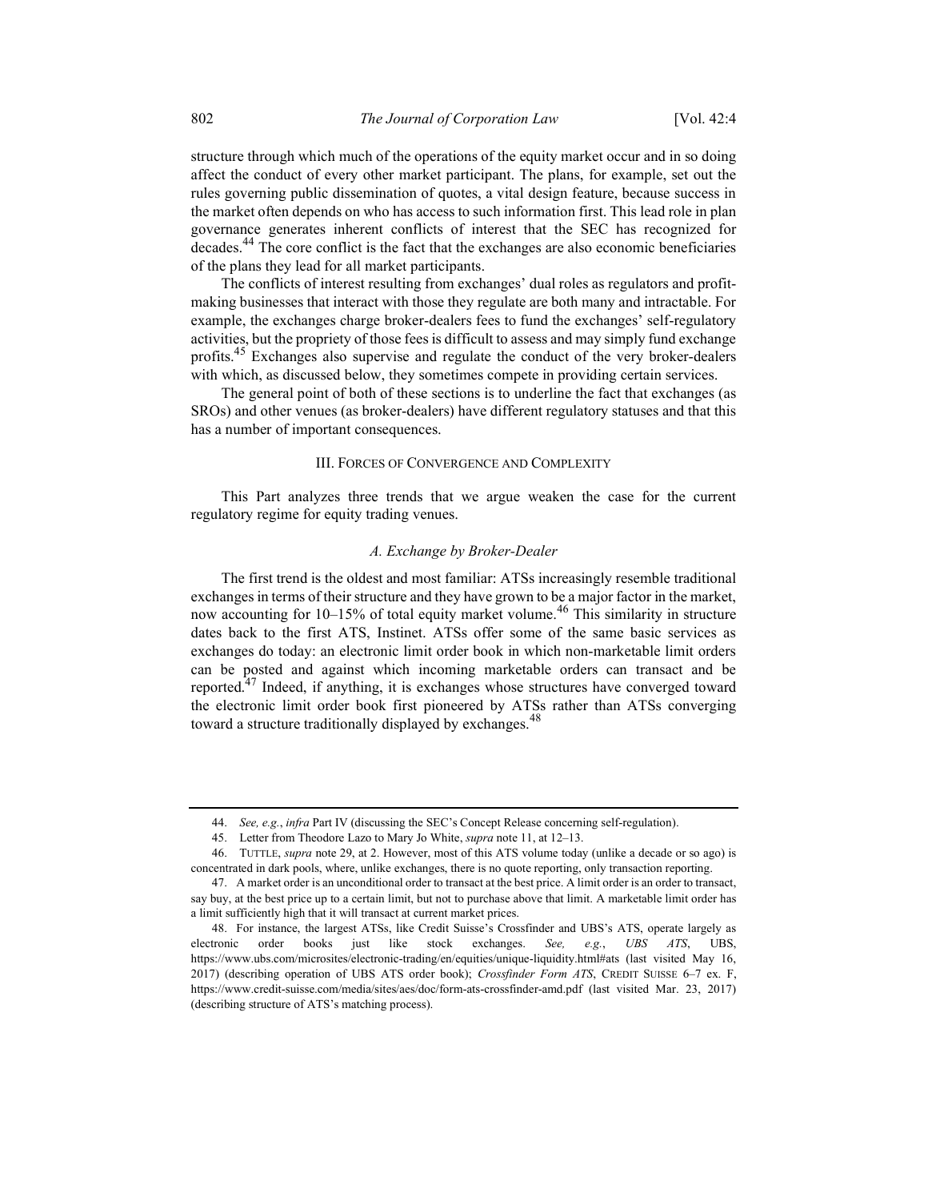structure through which much of the operations of the equity market occur and in so doing affect the conduct of every other market participant. The plans, for example, set out the rules governing public dissemination of quotes, a vital design feature, because success in the market often depends on who has access to such information first. This lead role in plan governance generates inherent conflicts of interest that the SEC has recognized for decades.[44] The core conflict is the fact that the exchanges are also economic beneficiaries of the plans they lead for all market participants.

The conflicts of interest resulting from exchanges' dual roles as regulators and profit-making businesses that interact with those they regulate are both many and intractable. For example, the exchanges charge broker-dealers fees to fund the exchanges' self-regulatory activities, but the propriety of those fees is difficult to assess and may simply fund exchange profits.[45] Exchanges also supervise and regulate the conduct of the very broker-dealers with which, as discussed below, they sometimes compete in providing certain services.

The general point of both of these sections is to underline the fact that exchanges (as SROs) and other venues (as broker-dealers) have different regulatory statuses and that this has a number of important consequences.

## III. FORCES OF CONVERGENCE AND COMPLEXITY

This Part analyzes three trends that we argue weaken the case for the current regulatory regime for equity trading venues.

### *A. Exchange by Broker-Dealer*

The first trend is the oldest and most familiar: ATSs increasingly resemble traditional exchanges in terms of their structure and they have grown to be a major factor in the market, now accounting for 10–15% of total equity market volume.[46] This similarity in structure dates back to the first ATS, Instinet. ATSs offer some of the same basic services as exchanges do today: an electronic limit order book in which non-marketable limit orders can be posted and against which incoming marketable orders can transact and be reported.[47] Indeed, if anything, it is exchanges whose structures have converged toward the electronic limit order book first pioneered by ATSs rather than ATSs converging toward a structure traditionally displayed by exchanges.[48]

---

44. *See, e.g.*, *infra* Part IV (discussing the SEC's Concept Release concerning self-regulation).

45. Letter from Theodore Lazo to Mary Jo White, *supra* note 11, at 12–13.

46. TUTTLE, *supra* note 29, at 2. However, most of this ATS volume today (unlike a decade or so ago) is concentrated in dark pools, where, unlike exchanges, there is no quote reporting, only transaction reporting.

47. A market order is an unconditional order to transact at the best price. A limit order is an order to transact, say buy, at the best price up to a certain limit, but not to purchase above that limit. A marketable limit order has a limit sufficiently high that it will transact at current market prices.

48. For instance, the largest ATSs, like Credit Suisse's Crossfinder and UBS's ATS, operate largely as electronic order books just like stock exchanges. *See, e.g.*, *UBS ATS*, UBS, https://www.ubs.com/microsites/electronic-trading/en/equities/unique-liquidity.html#ats (last visited May 16, 2017) (describing operation of UBS ATS order book); *Crossfinder Form ATS*, CREDIT SUISSE 6–7 ex. F, https://www.credit-suisse.com/media/sites/aes/doc/form-ats-crossfinder-amd.pdf (last visited Mar. 23, 2017) (describing structure of ATS's matching process).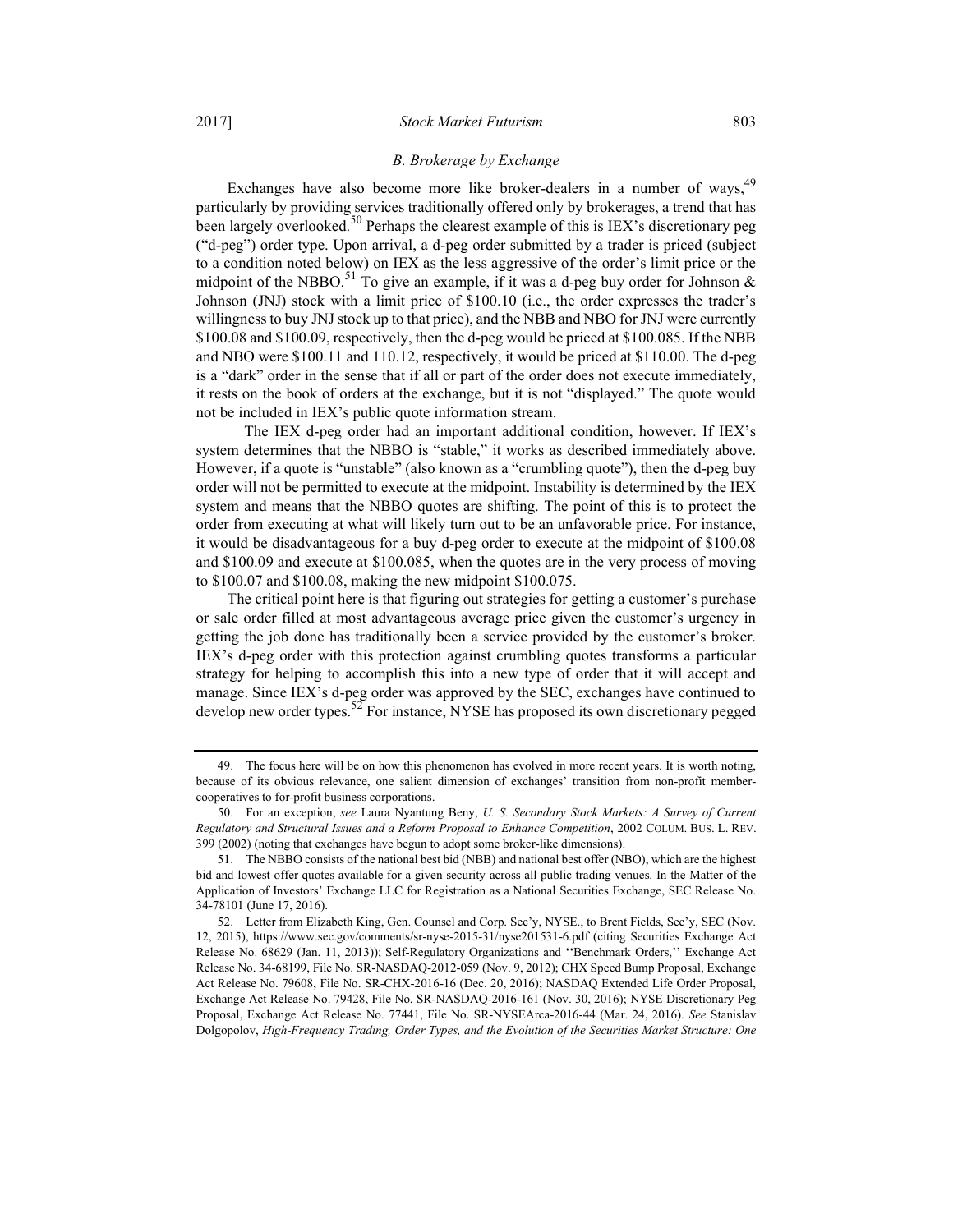### B. Brokerage by Exchange

Exchanges have also become more like broker-dealers in a number of ways,[49] particularly by providing services traditionally offered only by brokerages, a trend that has been largely overlooked.[50] Perhaps the clearest example of this is IEX's discretionary peg ("d-peg") order type. Upon arrival, a d-peg order submitted by a trader is priced (subject to a condition noted below) on IEX as the less aggressive of the order's limit price or the midpoint of the NBBO.[51] To give an example, if it was a d-peg buy order for Johnson & Johnson (JNJ) stock with a limit price of $100.10 (i.e., the order expresses the trader's willingness to buy JNJ stock up to that price), and the NBB and NBO for JNJ were currently $100.08 and $100.09, respectively, then the d-peg would be priced at $100.085. If the NBB and NBO were $100.11 and 110.12, respectively, it would be priced at $110.00. The d-peg is a "dark" order in the sense that if all or part of the order does not execute immediately, it rests on the book of orders at the exchange, but it is not "displayed." The quote would not be included in IEX's public quote information stream.

The IEX d-peg order had an important additional condition, however. If IEX's system determines that the NBBO is "stable," it works as described immediately above. However, if a quote is "unstable" (also known as a "crumbling quote"), then the d-peg buy order will not be permitted to execute at the midpoint. Instability is determined by the IEX system and means that the NBBO quotes are shifting. The point of this is to protect the order from executing at what will likely turn out to be an unfavorable price. For instance, it would be disadvantageous for a buy d-peg order to execute at the midpoint of $100.08 and $100.09 and execute at $100.085, when the quotes are in the very process of moving to $100.07 and $100.08, making the new midpoint $100.075.

The critical point here is that figuring out strategies for getting a customer's purchase or sale order filled at most advantageous average price given the customer's urgency in getting the job done has traditionally been a service provided by the customer's broker. IEX's d-peg order with this protection against crumbling quotes transforms a particular strategy for helping to accomplish this into a new type of order that it will accept and manage. Since IEX's d-peg order was approved by the SEC, exchanges have continued to develop new order types.[52] For instance, NYSE has proposed its own discretionary pegged

---

49. The focus here will be on how this phenomenon has evolved in more recent years. It is worth noting, because of its obvious relevance, one salient dimension of exchanges' transition from non-profit member-cooperatives to for-profit business corporations.

50. For an exception, *see* Laura Nyantung Beny, *U. S. Secondary Stock Markets: A Survey of Current Regulatory and Structural Issues and a Reform Proposal to Enhance Competition*, 2002 COLUM. BUS. L. REV. 399 (2002) (noting that exchanges have begun to adopt some broker-like dimensions).

51. The NBBO consists of the national best bid (NBB) and national best offer (NBO), which are the highest bid and lowest offer quotes available for a given security across all public trading venues. In the Matter of the Application of Investors' Exchange LLC for Registration as a National Securities Exchange, SEC Release No. 34-78101 (June 17, 2016).

52. Letter from Elizabeth King, Gen. Counsel and Corp. Sec'y, NYSE., to Brent Fields, Sec'y, SEC (Nov. 12, 2015), https://www.sec.gov/comments/sr-nyse-2015-31/nyse201531-6.pdf (citing Securities Exchange Act Release No. 68629 (Jan. 11, 2013)); Self-Regulatory Organizations and ''Benchmark Orders,'' Exchange Act Release No. 34-68199, File No. SR-NASDAQ-2012-059 (Nov. 9, 2012); CHX Speed Bump Proposal, Exchange Act Release No. 79608, File No. SR-CHX-2016-16 (Dec. 20, 2016); NASDAQ Extended Life Order Proposal, Exchange Act Release No. 79428, File No. SR-NASDAQ-2016-161 (Nov. 30, 2016); NYSE Discretionary Peg Proposal, Exchange Act Release No. 77441, File No. SR-NYSEArca-2016-44 (Mar. 24, 2016). *See* Stanislav Dolgopolov, *High-Frequency Trading, Order Types, and the Evolution of the Securities Market Structure: One*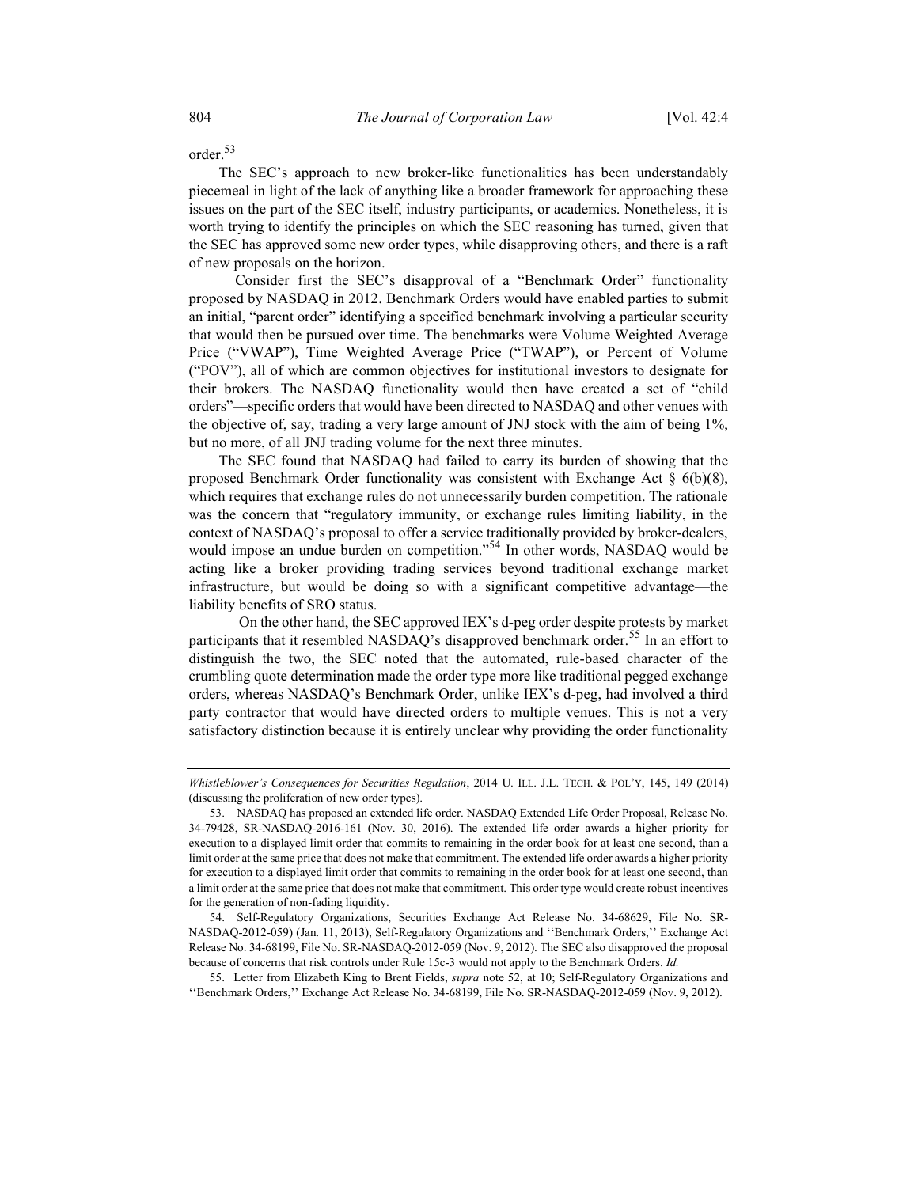order.[53]

The SEC's approach to new broker-like functionalities has been understandably piecemeal in light of the lack of anything like a broader framework for approaching these issues on the part of the SEC itself, industry participants, or academics. Nonetheless, it is worth trying to identify the principles on which the SEC reasoning has turned, given that the SEC has approved some new order types, while disapproving others, and there is a raft of new proposals on the horizon.

Consider first the SEC's disapproval of a "Benchmark Order" functionality proposed by NASDAQ in 2012. Benchmark Orders would have enabled parties to submit an initial, "parent order" identifying a specified benchmark involving a particular security that would then be pursued over time. The benchmarks were Volume Weighted Average Price ("VWAP"), Time Weighted Average Price ("TWAP"), or Percent of Volume ("POV"), all of which are common objectives for institutional investors to designate for their brokers. The NASDAQ functionality would then have created a set of "child orders"—specific orders that would have been directed to NASDAQ and other venues with the objective of, say, trading a very large amount of JNJ stock with the aim of being 1%, but no more, of all JNJ trading volume for the next three minutes.

The SEC found that NASDAQ had failed to carry its burden of showing that the proposed Benchmark Order functionality was consistent with Exchange Act § 6(b)(8), which requires that exchange rules do not unnecessarily burden competition. The rationale was the concern that "regulatory immunity, or exchange rules limiting liability, in the context of NASDAQ's proposal to offer a service traditionally provided by broker-dealers, would impose an undue burden on competition."[54] In other words, NASDAQ would be acting like a broker providing trading services beyond traditional exchange market infrastructure, but would be doing so with a significant competitive advantage—the liability benefits of SRO status.

On the other hand, the SEC approved IEX's d-peg order despite protests by market participants that it resembled NASDAQ's disapproved benchmark order.[55] In an effort to distinguish the two, the SEC noted that the automated, rule-based character of the crumbling quote determination made the order type more like traditional pegged exchange orders, whereas NASDAQ's Benchmark Order, unlike IEX's d-peg, had involved a third party contractor that would have directed orders to multiple venues. This is not a very satisfactory distinction because it is entirely unclear why providing the order functionality

---

*Whistleblower's Consequences for Securities Regulation*, 2014 U. ILL. J.L. TECH. & POL'Y, 145, 149 (2014) (discussing the proliferation of new order types).

53. NASDAQ has proposed an extended life order. NASDAQ Extended Life Order Proposal, Release No. 34-79428, SR-NASDAQ-2016-161 (Nov. 30, 2016). The extended life order awards a higher priority for execution to a displayed limit order that commits to remaining in the order book for at least one second, than a limit order at the same price that does not make that commitment. The extended life order awards a higher priority for execution to a displayed limit order that commits to remaining in the order book for at least one second, than a limit order at the same price that does not make that commitment. This order type would create robust incentives for the generation of non-fading liquidity.

54. Self-Regulatory Organizations, Securities Exchange Act Release No. 34-68629, File No. SR-NASDAQ-2012-059) (Jan. 11, 2013), Self-Regulatory Organizations and ''Benchmark Orders,'' Exchange Act Release No. 34-68199, File No. SR-NASDAQ-2012-059 (Nov. 9, 2012). The SEC also disapproved the proposal because of concerns that risk controls under Rule 15c-3 would not apply to the Benchmark Orders. *Id.*

55. Letter from Elizabeth King to Brent Fields, *supra* note 52, at 10; Self-Regulatory Organizations and ''Benchmark Orders,'' Exchange Act Release No. 34-68199, File No. SR-NASDAQ-2012-059 (Nov. 9, 2012).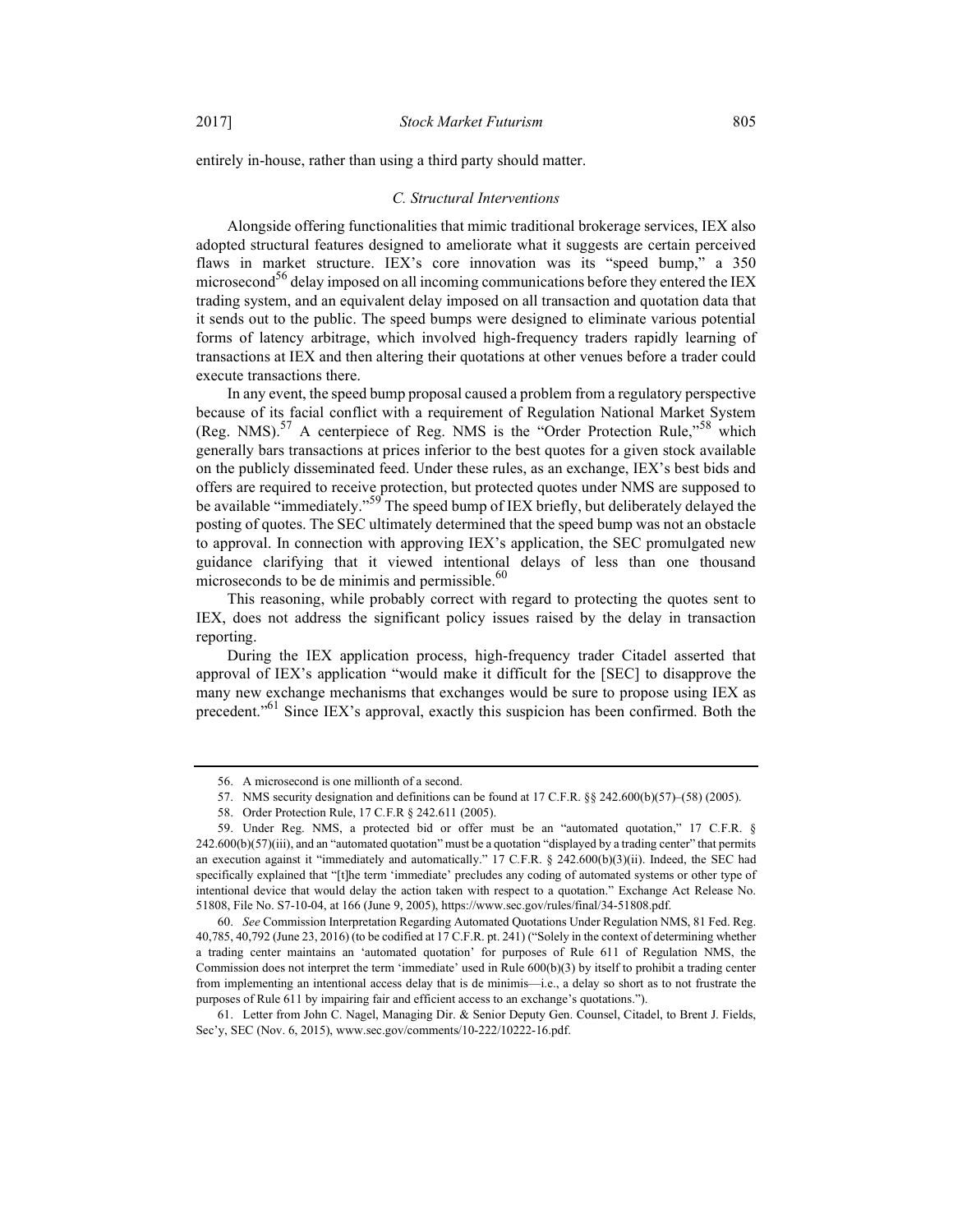entirely in-house, rather than using a third party should matter.

### *C. Structural Interventions*

Alongside offering functionalities that mimic traditional brokerage services, IEX also adopted structural features designed to ameliorate what it suggests are certain perceived flaws in market structure. IEX's core innovation was its "speed bump," a 350 microsecond[56] delay imposed on all incoming communications before they entered the IEX trading system, and an equivalent delay imposed on all transaction and quotation data that it sends out to the public. The speed bumps were designed to eliminate various potential forms of latency arbitrage, which involved high-frequency traders rapidly learning of transactions at IEX and then altering their quotations at other venues before a trader could execute transactions there.

In any event, the speed bump proposal caused a problem from a regulatory perspective because of its facial conflict with a requirement of Regulation National Market System (Reg. NMS).[57] A centerpiece of Reg. NMS is the "Order Protection Rule,"[58] which generally bars transactions at prices inferior to the best quotes for a given stock available on the publicly disseminated feed. Under these rules, as an exchange, IEX's best bids and offers are required to receive protection, but protected quotes under NMS are supposed to be available "immediately."[59] The speed bump of IEX briefly, but deliberately delayed the posting of quotes. The SEC ultimately determined that the speed bump was not an obstacle to approval. In connection with approving IEX's application, the SEC promulgated new guidance clarifying that it viewed intentional delays of less than one thousand microseconds to be de minimis and permissible.[60]

This reasoning, while probably correct with regard to protecting the quotes sent to IEX, does not address the significant policy issues raised by the delay in transaction reporting.

During the IEX application process, high-frequency trader Citadel asserted that approval of IEX's application "would make it difficult for the [SEC] to disapprove the many new exchange mechanisms that exchanges would be sure to propose using IEX as precedent."[61] Since IEX's approval, exactly this suspicion has been confirmed. Both the

---

56. A microsecond is one millionth of a second.

57. NMS security designation and definitions can be found at 17 C.F.R. §§ 242.600(b)(57)–(58) (2005).

58. Order Protection Rule, 17 C.F.R § 242.611 (2005).

59. Under Reg. NMS, a protected bid or offer must be an "automated quotation," 17 C.F.R. § 242.600(b)(57)(iii), and an "automated quotation" must be a quotation "displayed by a trading center" that permits an execution against it "immediately and automatically." 17 C.F.R. § 242.600(b)(3)(ii). Indeed, the SEC had specifically explained that "[t]he term 'immediate' precludes any coding of automated systems or other type of intentional device that would delay the action taken with respect to a quotation." Exchange Act Release No. 51808, File No. S7-10-04, at 166 (June 9, 2005), https://www.sec.gov/rules/final/34-51808.pdf.

60. *See* Commission Interpretation Regarding Automated Quotations Under Regulation NMS, 81 Fed. Reg. 40,785, 40,792 (June 23, 2016) (to be codified at 17 C.F.R. pt. 241) ("Solely in the context of determining whether a trading center maintains an 'automated quotation' for purposes of Rule 611 of Regulation NMS, the Commission does not interpret the term 'immediate' used in Rule 600(b)(3) by itself to prohibit a trading center from implementing an intentional access delay that is de minimis—i.e., a delay so short as to not frustrate the purposes of Rule 611 by impairing fair and efficient access to an exchange's quotations.").

61. Letter from John C. Nagel, Managing Dir. & Senior Deputy Gen. Counsel, Citadel, to Brent J. Fields, Sec'y, SEC (Nov. 6, 2015), www.sec.gov/comments/10-222/10222-16.pdf.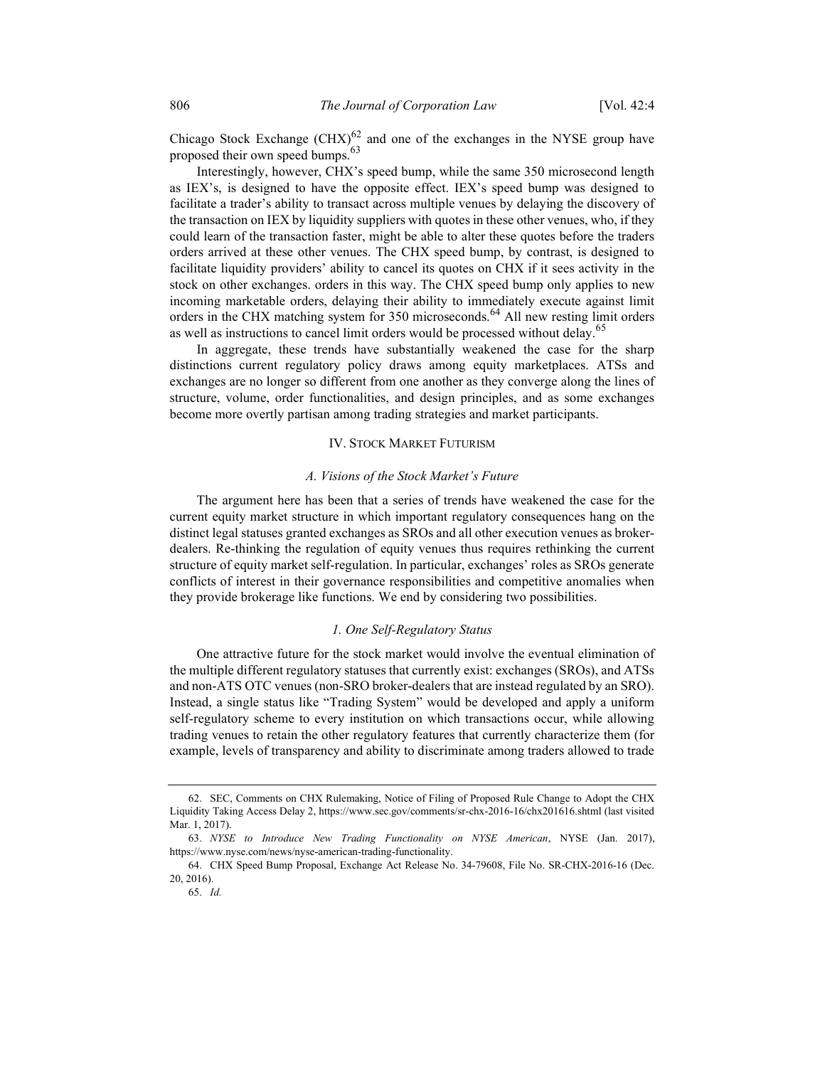Chicago Stock Exchange (CHX)[62] and one of the exchanges in the NYSE group have proposed their own speed bumps.[63]

Interestingly, however, CHX's speed bump, while the same 350 microsecond length as IEX's, is designed to have the opposite effect. IEX's speed bump was designed to facilitate a trader's ability to transact across multiple venues by delaying the discovery of the transaction on IEX by liquidity suppliers with quotes in these other venues, who, if they could learn of the transaction faster, might be able to alter these quotes before the traders orders arrived at these other venues. The CHX speed bump, by contrast, is designed to facilitate liquidity providers' ability to cancel its quotes on CHX if it sees activity in the stock on other exchanges. orders in this way. The CHX speed bump only applies to new incoming marketable orders, delaying their ability to immediately execute against limit orders in the CHX matching system for 350 microseconds.[64] All new resting limit orders as well as instructions to cancel limit orders would be processed without delay.[65]

In aggregate, these trends have substantially weakened the case for the sharp distinctions current regulatory policy draws among equity marketplaces. ATSs and exchanges are no longer so different from one another as they converge along the lines of structure, volume, order functionalities, and design principles, and as some exchanges become more overtly partisan among trading strategies and market participants.

## IV. Stock Market Futurism

### *A. Visions of the Stock Market's Future*

The argument here has been that a series of trends have weakened the case for the current equity market structure in which important regulatory consequences hang on the distinct legal statuses granted exchanges as SROs and all other execution venues as broker-dealers. Re-thinking the regulation of equity venues thus requires rethinking the current structure of equity market self-regulation. In particular, exchanges' roles as SROs generate conflicts of interest in their governance responsibilities and competitive anomalies when they provide brokerage like functions. We end by considering two possibilities.

#### *1. One Self-Regulatory Status*

One attractive future for the stock market would involve the eventual elimination of the multiple different regulatory statuses that currently exist: exchanges (SROs), and ATSs and non-ATS OTC venues (non-SRO broker-dealers that are instead regulated by an SRO). Instead, a single status like "Trading System" would be developed and apply a uniform self-regulatory scheme to every institution on which transactions occur, while allowing trading venues to retain the other regulatory features that currently characterize them (for example, levels of transparency and ability to discriminate among traders allowed to trade

---

62. SEC, Comments on CHX Rulemaking, Notice of Filing of Proposed Rule Change to Adopt the CHX Liquidity Taking Access Delay 2, https://www.sec.gov/comments/sr-chx-2016-16/chx201616.shtml (last visited Mar. 1, 2017).

63. *NYSE to Introduce New Trading Functionality on NYSE American*, NYSE (Jan. 2017), https://www.nyse.com/news/nyse-american-trading-functionality.

64. CHX Speed Bump Proposal, Exchange Act Release No. 34-79608, File No. SR-CHX-2016-16 (Dec. 20, 2016).

65. *Id.*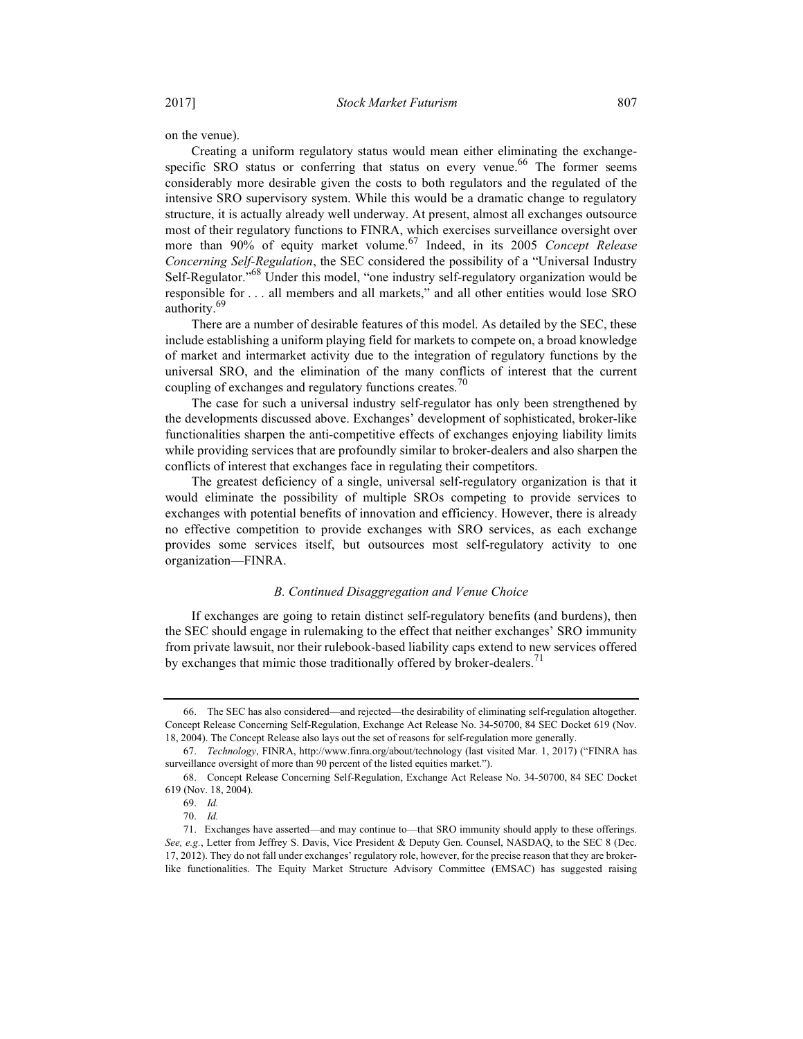on the venue).

Creating a uniform regulatory status would mean either eliminating the exchange-specific SRO status or conferring that status on every venue.[66] The former seems considerably more desirable given the costs to both regulators and the regulated of the intensive SRO supervisory system. While this would be a dramatic change to regulatory structure, it is actually already well underway. At present, almost all exchanges outsource most of their regulatory functions to FINRA, which exercises surveillance oversight over more than 90% of equity market volume.[67] Indeed, in its 2005 *Concept Release Concerning Self-Regulation*, the SEC considered the possibility of a "Universal Industry Self-Regulator."[68] Under this model, "one industry self-regulatory organization would be responsible for . . . all members and all markets," and all other entities would lose SRO authority.[69]

There are a number of desirable features of this model. As detailed by the SEC, these include establishing a uniform playing field for markets to compete on, a broad knowledge of market and intermarket activity due to the integration of regulatory functions by the universal SRO, and the elimination of the many conflicts of interest that the current coupling of exchanges and regulatory functions creates.[70]

The case for such a universal industry self-regulator has only been strengthened by the developments discussed above. Exchanges' development of sophisticated, broker-like functionalities sharpen the anti-competitive effects of exchanges enjoying liability limits while providing services that are profoundly similar to broker-dealers and also sharpen the conflicts of interest that exchanges face in regulating their competitors.

The greatest deficiency of a single, universal self-regulatory organization is that it would eliminate the possibility of multiple SROs competing to provide services to exchanges with potential benefits of innovation and efficiency. However, there is already no effective competition to provide exchanges with SRO services, as each exchange provides some services itself, but outsources most self-regulatory activity to one organization—FINRA.

### *B. Continued Disaggregation and Venue Choice*

If exchanges are going to retain distinct self-regulatory benefits (and burdens), then the SEC should engage in rulemaking to the effect that neither exchanges' SRO immunity from private lawsuit, nor their rulebook-based liability caps extend to new services offered by exchanges that mimic those traditionally offered by broker-dealers.[71]

---

66. The SEC has also considered—and rejected—the desirability of eliminating self-regulation altogether. Concept Release Concerning Self-Regulation, Exchange Act Release No. 34-50700, 84 SEC Docket 619 (Nov. 18, 2004). The Concept Release also lays out the set of reasons for self-regulation more generally.

67. *Technology*, FINRA, http://www.finra.org/about/technology (last visited Mar. 1, 2017) ("FINRA has surveillance oversight of more than 90 percent of the listed equities market.").

68. Concept Release Concerning Self-Regulation, Exchange Act Release No. 34-50700, 84 SEC Docket 619 (Nov. 18, 2004).

69. *Id.*

70. *Id.*

71. Exchanges have asserted—and may continue to—that SRO immunity should apply to these offerings. *See, e.g.*, Letter from Jeffrey S. Davis, Vice President & Deputy Gen. Counsel, NASDAQ, to the SEC 8 (Dec. 17, 2012). They do not fall under exchanges' regulatory role, however, for the precise reason that they are broker-like functionalities. The Equity Market Structure Advisory Committee (EMSAC) has suggested raising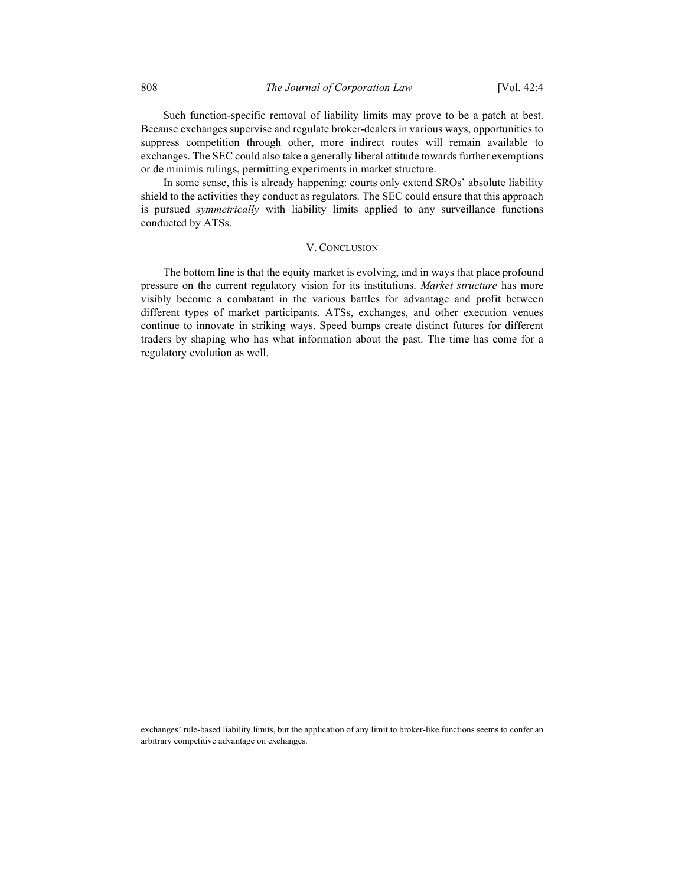Such function-specific removal of liability limits may prove to be a patch at best. Because exchanges supervise and regulate broker-dealers in various ways, opportunities to suppress competition through other, more indirect routes will remain available to exchanges. The SEC could also take a generally liberal attitude towards further exemptions or de minimis rulings, permitting experiments in market structure.

In some sense, this is already happening: courts only extend SROs' absolute liability shield to the activities they conduct as regulators. The SEC could ensure that this approach is pursued *symmetrically* with liability limits applied to any surveillance functions conducted by ATSs.

## V. CONCLUSION

The bottom line is that the equity market is evolving, and in ways that place profound pressure on the current regulatory vision for its institutions. *Market structure* has more visibly become a combatant in the various battles for advantage and profit between different types of market participants. ATSs, exchanges, and other execution venues continue to innovate in striking ways. Speed bumps create distinct futures for different traders by shaping who has what information about the past. The time has come for a regulatory evolution as well.

---

exchanges' rule-based liability limits, but the application of any limit to broker-like functions seems to confer an arbitrary competitive advantage on exchanges.